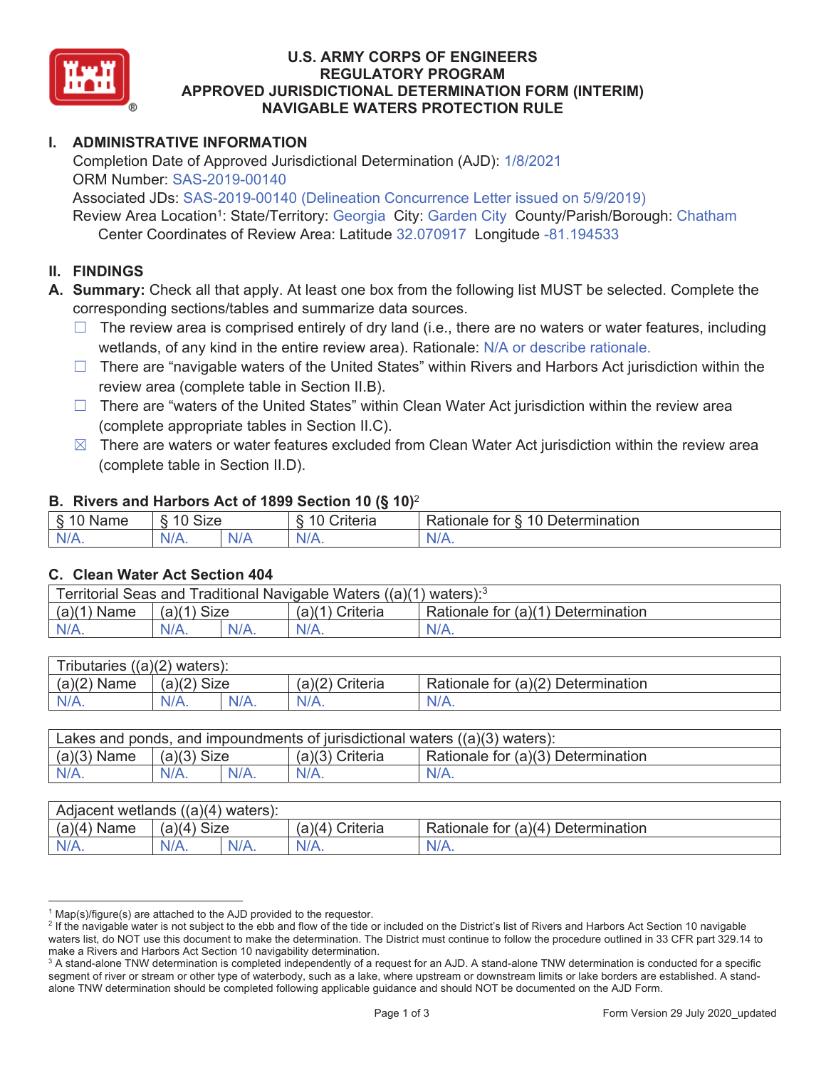# U.S. ARMY CORPS OF ENGINEERS
# REGULATORY PROGRAM
# APPROVED JURISDICTIONAL DETERMINATION FORM (INTERIM)
# NAVIGABLE WATERS PROTECTION RULE

## I. ADMINISTRATIVE INFORMATION

Completion Date of Approved Jurisdictional Determination (AJD): 1/8/2021
ORM Number: SAS-2019-00140
Associated JDs: SAS-2019-00140 (Delineation Concurrence Letter issued on 5/9/2019)
Review Area Location[1]: State/Territory: Georgia City: Garden City County/Parish/Borough: Chatham
Center Coordinates of Review Area: Latitude 32.070917 Longitude -81.194533

## II. FINDINGS

**A. Summary:** Check all that apply. At least one box from the following list MUST be selected. Complete the corresponding sections/tables and summarize data sources.

- ☐ The review area is comprised entirely of dry land (i.e., there are no waters or water features, including wetlands, of any kind in the entire review area). Rationale: N/A or describe rationale.
- ☐ There are "navigable waters of the United States" within Rivers and Harbors Act jurisdiction within the review area (complete table in Section II.B).
- ☐ There are "waters of the United States" within Clean Water Act jurisdiction within the review area (complete appropriate tables in Section II.C).
- ☒ There are waters or water features excluded from Clean Water Act jurisdiction within the review area (complete table in Section II.D).

### B. Rivers and Harbors Act of 1899 Section 10 (§ 10)[2]

| § 10 Name | § 10 Size | | § 10 Criteria | Rationale for § 10 Determination |
|---|---|---|---|---|
| N/A. | N/A. | N/A | N/A. | N/A. |

### C. Clean Water Act Section 404

| Territorial Seas and Traditional Navigable Waters ((a)(1) waters):[3] | | | | |
|---|---|---|---|---|
| (a)(1) Name | (a)(1) Size | | (a)(1) Criteria | Rationale for (a)(1) Determination |
| N/A. | N/A. | N/A. | N/A. | N/A. |

| Tributaries ((a)(2) waters): | | | | |
|---|---|---|---|---|
| (a)(2) Name | (a)(2) Size | | (a)(2) Criteria | Rationale for (a)(2) Determination |
| N/A. | N/A. | N/A. | N/A. | N/A. |

| Lakes and ponds, and impoundments of jurisdictional waters ((a)(3) waters): | | | | |
|---|---|---|---|---|
| (a)(3) Name | (a)(3) Size | | (a)(3) Criteria | Rationale for (a)(3) Determination |
| N/A. | N/A. | N/A. | N/A. | N/A. |

| Adjacent wetlands ((a)(4) waters): | | | | |
|---|---|---|---|---|
| (a)(4) Name | (a)(4) Size | | (a)(4) Criteria | Rationale for (a)(4) Determination |
| N/A. | N/A. | N/A. | N/A. | N/A. |

---

[1] Map(s)/figure(s) are attached to the AJD provided to the requestor.

[2] If the navigable water is not subject to the ebb and flow of the tide or included on the District's list of Rivers and Harbors Act Section 10 navigable waters list, do NOT use this document to make the determination. The District must continue to follow the procedure outlined in 33 CFR part 329.14 to make a Rivers and Harbors Act Section 10 navigability determination.

[3] A stand-alone TNW determination is completed independently of a request for an AJD. A stand-alone TNW determination is conducted for a specific segment of river or stream or other type of waterbody, such as a lake, where upstream or downstream limits or lake borders are established. A stand-alone TNW determination should be completed following applicable guidance and should NOT be documented on the AJD Form.

Form Version 29 July 2020_updated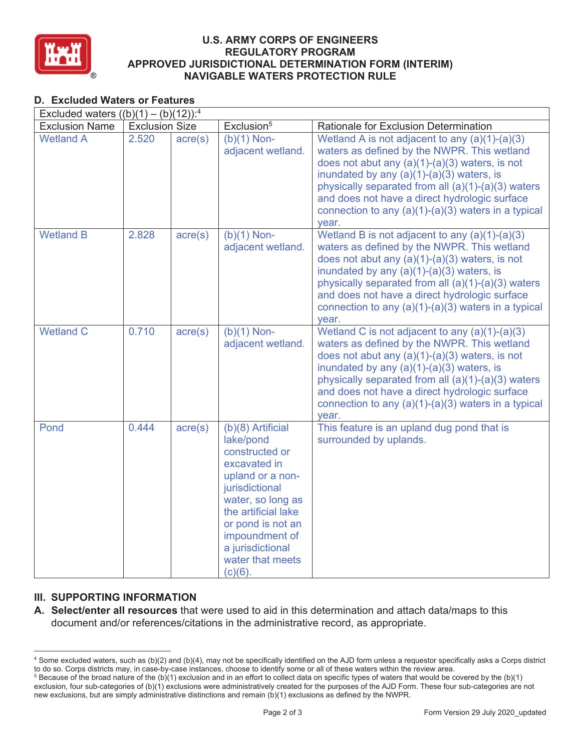# U.S. ARMY CORPS OF ENGINEERS
## REGULATORY PROGRAM
## APPROVED JURISDICTIONAL DETERMINATION FORM (INTERIM)
## NAVIGABLE WATERS PROTECTION RULE

### D. Excluded Waters or Features

| Excluded waters ((b)(1) – (b)(12)):[4] | | | | |
|---|---|---|---|---|
| Exclusion Name | Exclusion Size | | Exclusion[5] | Rationale for Exclusion Determination |
| Wetland A | 2.520 | acre(s) | (b)(1) Non-adjacent wetland. | Wetland A is not adjacent to any (a)(1)-(a)(3) waters as defined by the NWPR. This wetland does not abut any (a)(1)-(a)(3) waters, is not inundated by any (a)(1)-(a)(3) waters, is physically separated from all (a)(1)-(a)(3) waters and does not have a direct hydrologic surface connection to any (a)(1)-(a)(3) waters in a typical year. |
| Wetland B | 2.828 | acre(s) | (b)(1) Non-adjacent wetland. | Wetland B is not adjacent to any (a)(1)-(a)(3) waters as defined by the NWPR. This wetland does not abut any (a)(1)-(a)(3) waters, is not inundated by any (a)(1)-(a)(3) waters, is physically separated from all (a)(1)-(a)(3) waters and does not have a direct hydrologic surface connection to any (a)(1)-(a)(3) waters in a typical year. |
| Wetland C | 0.710 | acre(s) | (b)(1) Non-adjacent wetland. | Wetland C is not adjacent to any (a)(1)-(a)(3) waters as defined by the NWPR. This wetland does not abut any (a)(1)-(a)(3) waters, is not inundated by any (a)(1)-(a)(3) waters, is physically separated from all (a)(1)-(a)(3) waters and does not have a direct hydrologic surface connection to any (a)(1)-(a)(3) waters in a typical year. |
| Pond | 0.444 | acre(s) | (b)(8) Artificial lake/pond constructed or excavated in upland or a non-jurisdictional water, so long as the artificial lake or pond is not an impoundment of a jurisdictional water that meets (c)(6). | This feature is an upland dug pond that is surrounded by uplands. |

## III. SUPPORTING INFORMATION

**A. Select/enter all resources** that were used to aid in this determination and attach data/maps to this document and/or references/citations in the administrative record, as appropriate.

---

[4] Some excluded waters, such as (b)(2) and (b)(4), may not be specifically identified on the AJD form unless a requestor specifically asks a Corps district to do so. Corps districts may, in case-by-case instances, choose to identify some or all of these waters within the review area.

[5] Because of the broad nature of the (b)(1) exclusion and in an effort to collect data on specific types of waters that would be covered by the (b)(1) exclusion, four sub-categories of (b)(1) exclusions were administratively created for the purposes of the AJD Form. These four sub-categories are not new exclusions, but are simply administrative distinctions and remain (b)(1) exclusions as defined by the NWPR.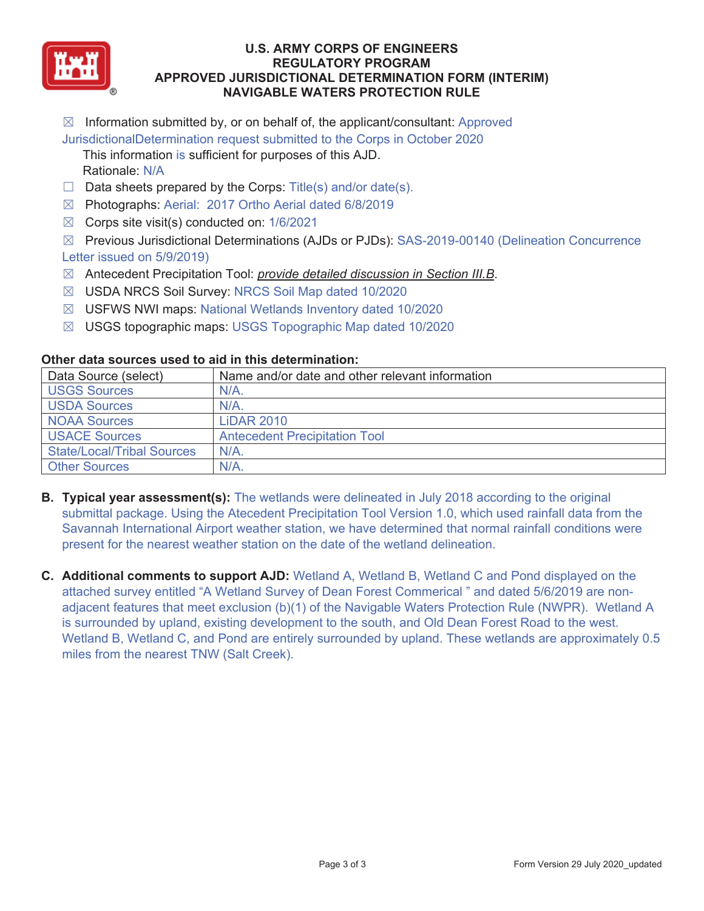# U.S. ARMY CORPS OF ENGINEERS
## REGULATORY PROGRAM
## APPROVED JURISDICTIONAL DETERMINATION FORM (INTERIM)
## NAVIGABLE WATERS PROTECTION RULE

- ☒ Information submitted by, or on behalf of, the applicant/consultant: Approved JurisdictionalDetermination request submitted to the Corps in October 2020
  This information is sufficient for purposes of this AJD.
  Rationale: N/A
- ☐ Data sheets prepared by the Corps: Title(s) and/or date(s).
- ☒ Photographs: Aerial: 2017 Ortho Aerial dated 6/8/2019
- ☒ Corps site visit(s) conducted on: 1/6/2021
- ☒ Previous Jurisdictional Determinations (AJDs or PJDs): SAS-2019-00140 (Delineation Concurrence Letter issued on 5/9/2019)
- ☒ Antecedent Precipitation Tool: *provide detailed discussion in Section III.B*.
- ☒ USDA NRCS Soil Survey: NRCS Soil Map dated 10/2020
- ☒ USFWS NWI maps: National Wetlands Inventory dated 10/2020
- ☒ USGS topographic maps: USGS Topographic Map dated 10/2020

**Other data sources used to aid in this determination:**

| Data Source (select) | Name and/or date and other relevant information |
|---|---|
| USGS Sources | N/A. |
| USDA Sources | N/A. |
| NOAA Sources | LiDAR 2010 |
| USACE Sources | Antecedent Precipitation Tool |
| State/Local/Tribal Sources | N/A. |
| Other Sources | N/A. |

**B. Typical year assessment(s):** The wetlands were delineated in July 2018 according to the original submittal package. Using the Atecedent Precipitation Tool Version 1.0, which used rainfall data from the Savannah International Airport weather station, we have determined that normal rainfall conditions were present for the nearest weather station on the date of the wetland delineation.

**C. Additional comments to support AJD:** Wetland A, Wetland B, Wetland C and Pond displayed on the attached survey entitled "A Wetland Survey of Dean Forest Commerical " and dated 5/6/2019 are non-adjacent features that meet exclusion (b)(1) of the Navigable Waters Protection Rule (NWPR). Wetland A is surrounded by upland, existing development to the south, and Old Dean Forest Road to the west. Wetland B, Wetland C, and Pond are entirely surrounded by upland. These wetlands are approximately 0.5 miles from the nearest TNW (Salt Creek).